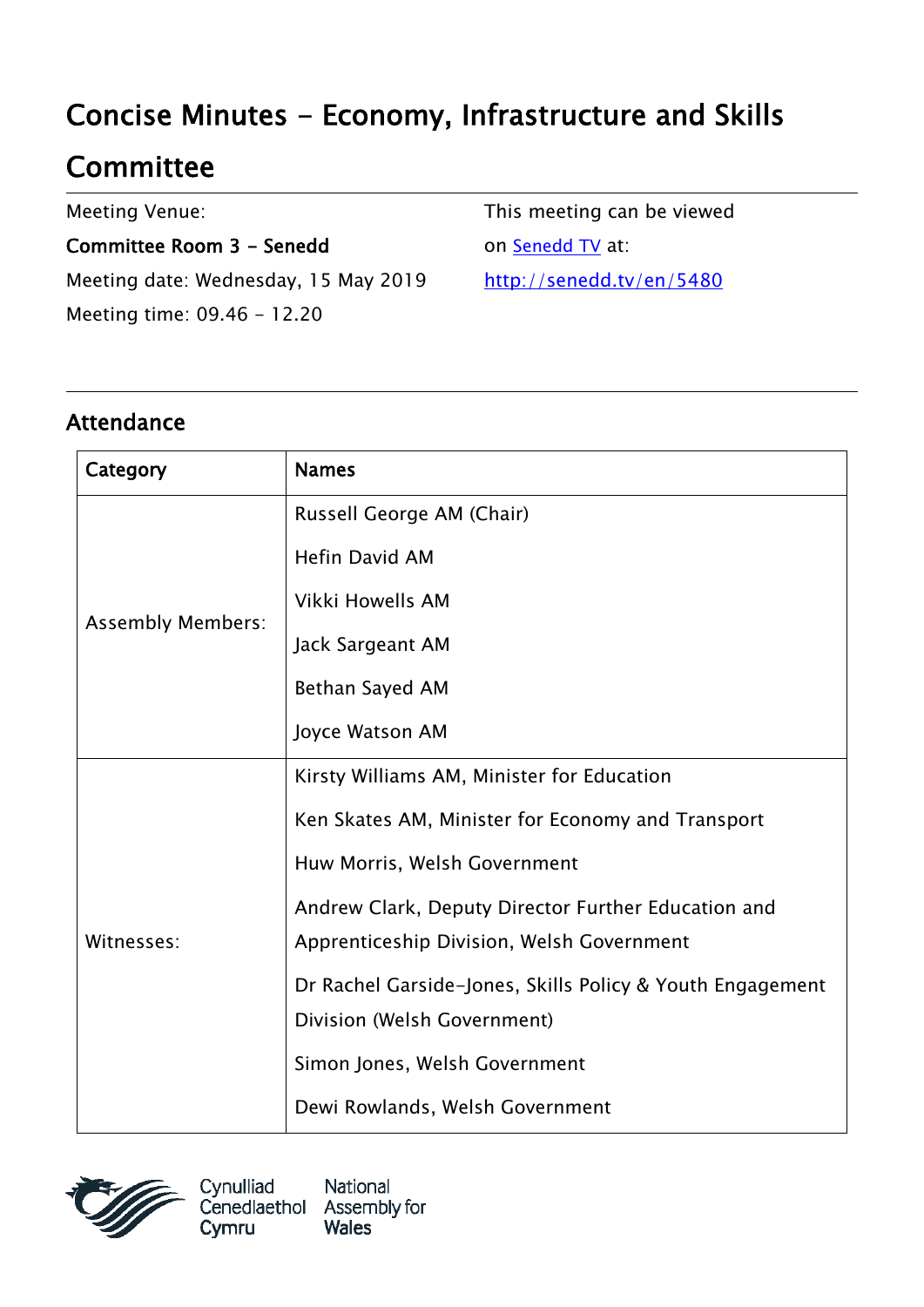# Concise Minutes - Economy, Infrastructure and Skills Committee

Meeting Venue:

**Committee Room 3 - Senedd**

Meeting date: Wednesday, 15 May 2019

Meeting time: 09.46 - 12.20

This meeting can be viewed on [Senedd TV](http://senedd.tv/en/5480) at:

http://senedd.tv/en/5480

## Attendance

| Category | Names |
|---|---|
| Assembly Members: | Russell George AM (Chair)<br>Hefin David AM<br>Vikki Howells AM<br>Jack Sargeant AM<br>Bethan Sayed AM<br>Joyce Watson AM |
| Witnesses: | Kirsty Williams AM, Minister for Education<br>Ken Skates AM, Minister for Economy and Transport<br>Huw Morris, Welsh Government<br>Andrew Clark, Deputy Director Further Education and Apprenticeship Division, Welsh Government<br>Dr Rachel Garside-Jones, Skills Policy & Youth Engagement Division (Welsh Government)<br>Simon Jones, Welsh Government<br>Dewi Rowlands, Welsh Government |

Cynulliad Cenedlaethol Cymru | National Assembly for Wales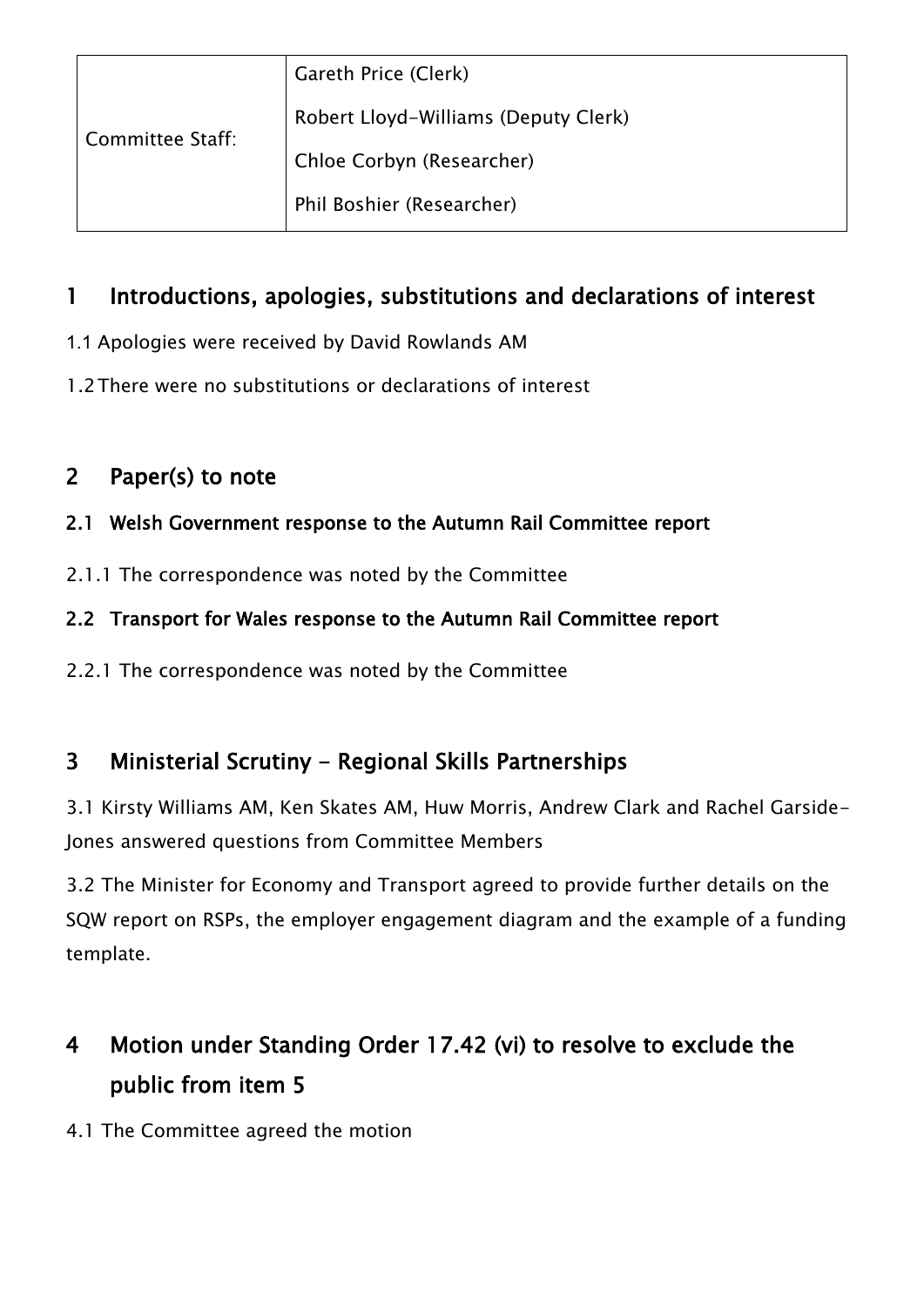| Committee Staff: | Gareth Price (Clerk)<br>Robert Lloyd-Williams (Deputy Clerk)<br>Chloe Corbyn (Researcher)<br>Phil Boshier (Researcher) |
|---|---|

## 1 Introductions, apologies, substitutions and declarations of interest

1.1 Apologies were received by David Rowlands AM

1.2 There were no substitutions or declarations of interest

## 2 Paper(s) to note

### 2.1 Welsh Government response to the Autumn Rail Committee report

2.1.1 The correspondence was noted by the Committee

### 2.2 Transport for Wales response to the Autumn Rail Committee report

2.2.1 The correspondence was noted by the Committee

## 3 Ministerial Scrutiny - Regional Skills Partnerships

3.1 Kirsty Williams AM, Ken Skates AM, Huw Morris, Andrew Clark and Rachel Garside-Jones answered questions from Committee Members

3.2 The Minister for Economy and Transport agreed to provide further details on the SQW report on RSPs, the employer engagement diagram and the example of a funding template.

## 4 Motion under Standing Order 17.42 (vi) to resolve to exclude the public from item 5

4.1 The Committee agreed the motion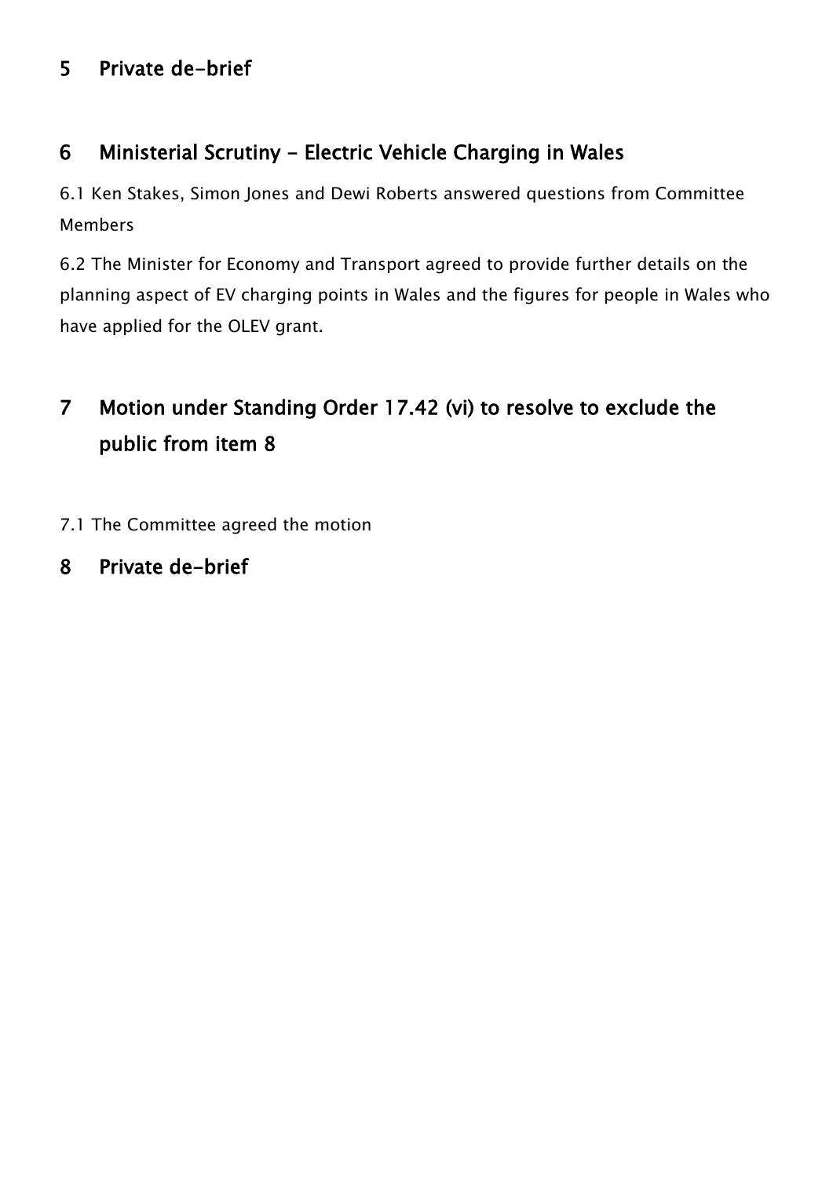## 5 Private de-brief

## 6 Ministerial Scrutiny - Electric Vehicle Charging in Wales

6.1 Ken Stakes, Simon Jones and Dewi Roberts answered questions from Committee Members

6.2 The Minister for Economy and Transport agreed to provide further details on the planning aspect of EV charging points in Wales and the figures for people in Wales who have applied for the OLEV grant.

## 7 Motion under Standing Order 17.42 (vi) to resolve to exclude the public from item 8

7.1 The Committee agreed the motion

## 8 Private de-brief